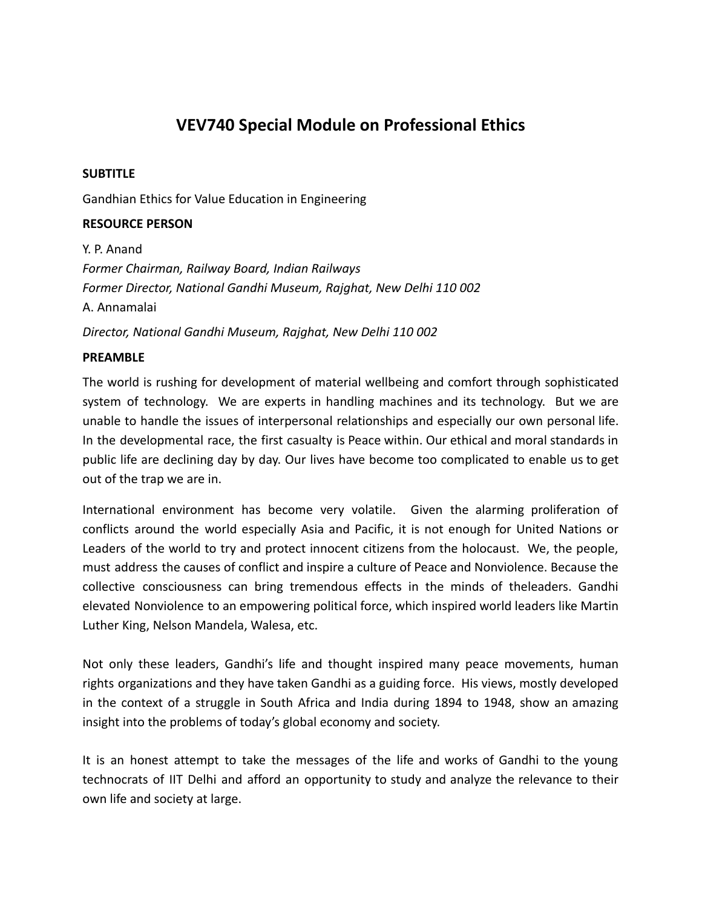# VEV740 Special Module on Professional Ethics

**SUBTITLE**

Gandhian Ethics for Value Education in Engineering

**RESOURCE PERSON**

Y. P. Anand
*Former Chairman, Railway Board, Indian Railways*
*Former Director, National Gandhi Museum, Rajghat, New Delhi 110 002*
A. Annamalai

*Director, National Gandhi Museum, Rajghat, New Delhi 110 002*

**PREAMBLE**

The world is rushing for development of material wellbeing and comfort through sophisticated system of technology. We are experts in handling machines and its technology. But we are unable to handle the issues of interpersonal relationships and especially our own personal life. In the developmental race, the first casualty is Peace within. Our ethical and moral standards in public life are declining day by day. Our lives have become too complicated to enable us to get out of the trap we are in.

International environment has become very volatile. Given the alarming proliferation of conflicts around the world especially Asia and Pacific, it is not enough for United Nations or Leaders of the world to try and protect innocent citizens from the holocaust. We, the people, must address the causes of conflict and inspire a culture of Peace and Nonviolence. Because the collective consciousness can bring tremendous effects in the minds of theleaders. Gandhi elevated Nonviolence to an empowering political force, which inspired world leaders like Martin Luther King, Nelson Mandela, Walesa, etc.

Not only these leaders, Gandhi's life and thought inspired many peace movements, human rights organizations and they have taken Gandhi as a guiding force. His views, mostly developed in the context of a struggle in South Africa and India during 1894 to 1948, show an amazing insight into the problems of today's global economy and society.

It is an honest attempt to take the messages of the life and works of Gandhi to the young technocrats of IIT Delhi and afford an opportunity to study and analyze the relevance to their own life and society at large.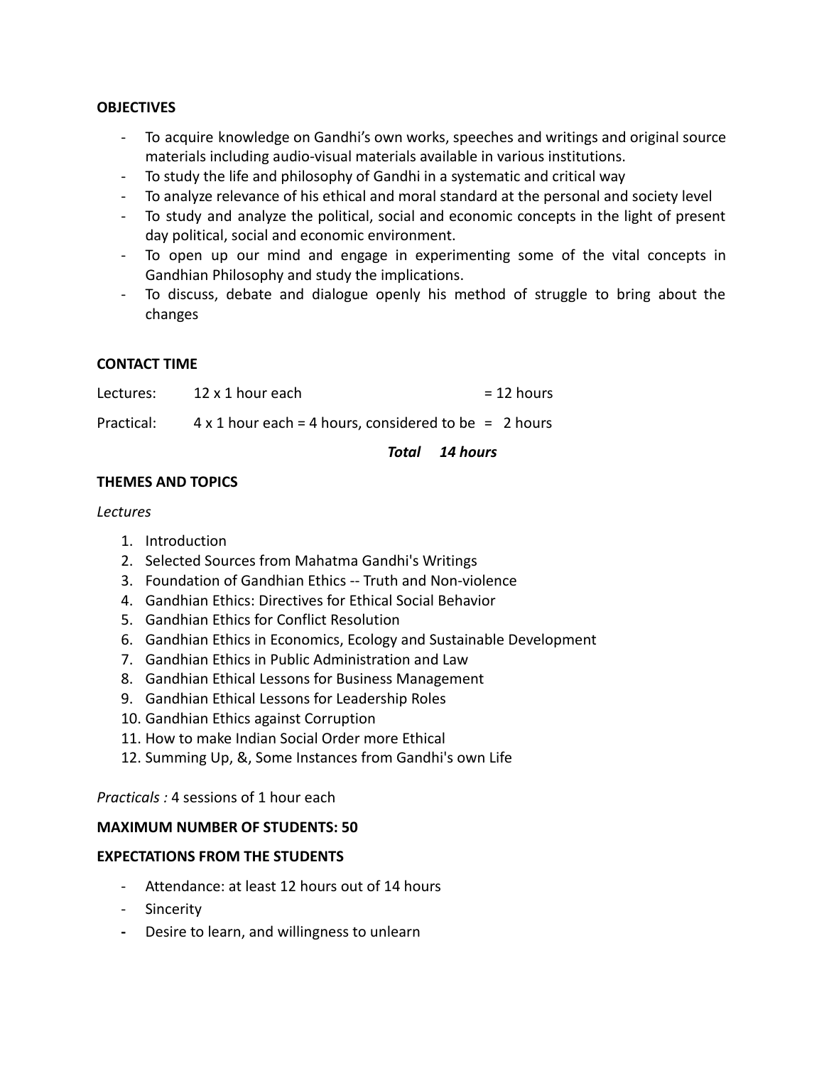**OBJECTIVES**

- To acquire knowledge on Gandhi's own works, speeches and writings and original source materials including audio-visual materials available in various institutions.
- To study the life and philosophy of Gandhi in a systematic and critical way
- To analyze relevance of his ethical and moral standard at the personal and society level
- To study and analyze the political, social and economic concepts in the light of present day political, social and economic environment.
- To open up our mind and engage in experimenting some of the vital concepts in Gandhian Philosophy and study the implications.
- To discuss, debate and dialogue openly his method of struggle to bring about the changes

**CONTACT TIME**

Lectures: 12 x 1 hour each = 12 hours

Practical: 4 x 1 hour each = 4 hours, considered to be = 2 hours

***Total 14 hours***

**THEMES AND TOPICS**

*Lectures*

1. Introduction
2. Selected Sources from Mahatma Gandhi's Writings
3. Foundation of Gandhian Ethics -- Truth and Non-violence
4. Gandhian Ethics: Directives for Ethical Social Behavior
5. Gandhian Ethics for Conflict Resolution
6. Gandhian Ethics in Economics, Ecology and Sustainable Development
7. Gandhian Ethics in Public Administration and Law
8. Gandhian Ethical Lessons for Business Management
9. Gandhian Ethical Lessons for Leadership Roles
10. Gandhian Ethics against Corruption
11. How to make Indian Social Order more Ethical
12. Summing Up, &, Some Instances from Gandhi's own Life

*Practicals :* 4 sessions of 1 hour each

**MAXIMUM NUMBER OF STUDENTS: 50**

**EXPECTATIONS FROM THE STUDENTS**

- Attendance: at least 12 hours out of 14 hours
- Sincerity
- Desire to learn, and willingness to unlearn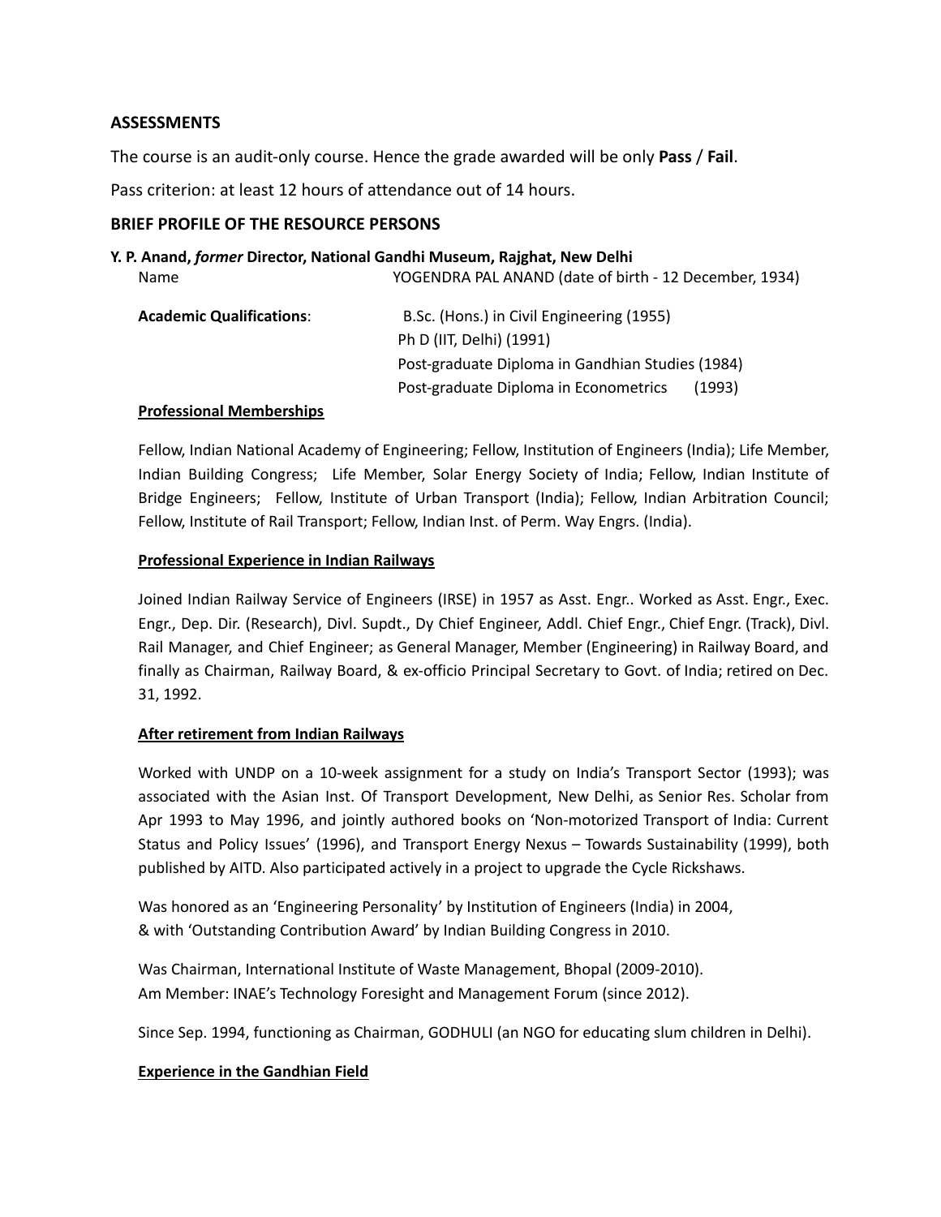## ASSESSMENTS

The course is an audit-only course. Hence the grade awarded will be only **Pass** / **Fail**.

Pass criterion: at least 12 hours of attendance out of 14 hours.

## BRIEF PROFILE OF THE RESOURCE PERSONS

**Y. P. Anand, *former* Director, National Gandhi Museum, Rajghat, New Delhi**

| | |
|---|---|
| Name | YOGENDRA PAL ANAND (date of birth - 12 December, 1934) |
| **Academic Qualifications**: | B.Sc. (Hons.) in Civil Engineering (1955) |
| | Ph D (IIT, Delhi) (1991) |
| | Post-graduate Diploma in Gandhian Studies (1984) |
| | Post-graduate Diploma in Econometrics (1993) |

**Professional Memberships**

Fellow, Indian National Academy of Engineering; Fellow, Institution of Engineers (India); Life Member, Indian Building Congress; Life Member, Solar Energy Society of India; Fellow, Indian Institute of Bridge Engineers; Fellow, Institute of Urban Transport (India); Fellow, Indian Arbitration Council; Fellow, Institute of Rail Transport; Fellow, Indian Inst. of Perm. Way Engrs. (India).

**Professional Experience in Indian Railways**

Joined Indian Railway Service of Engineers (IRSE) in 1957 as Asst. Engr.. Worked as Asst. Engr., Exec. Engr., Dep. Dir. (Research), Divl. Supdt., Dy Chief Engineer, Addl. Chief Engr., Chief Engr. (Track), Divl. Rail Manager, and Chief Engineer; as General Manager, Member (Engineering) in Railway Board, and finally as Chairman, Railway Board, & ex-officio Principal Secretary to Govt. of India; retired on Dec. 31, 1992.

**After retirement from Indian Railways**

Worked with UNDP on a 10-week assignment for a study on India's Transport Sector (1993); was associated with the Asian Inst. Of Transport Development, New Delhi, as Senior Res. Scholar from Apr 1993 to May 1996, and jointly authored books on 'Non-motorized Transport of India: Current Status and Policy Issues' (1996), and Transport Energy Nexus – Towards Sustainability (1999), both published by AITD. Also participated actively in a project to upgrade the Cycle Rickshaws.

Was honored as an 'Engineering Personality' by Institution of Engineers (India) in 2004,
& with 'Outstanding Contribution Award' by Indian Building Congress in 2010.

Was Chairman, International Institute of Waste Management, Bhopal (2009-2010).
Am Member: INAE's Technology Foresight and Management Forum (since 2012).

Since Sep. 1994, functioning as Chairman, GODHULI (an NGO for educating slum children in Delhi).

**Experience in the Gandhian Field**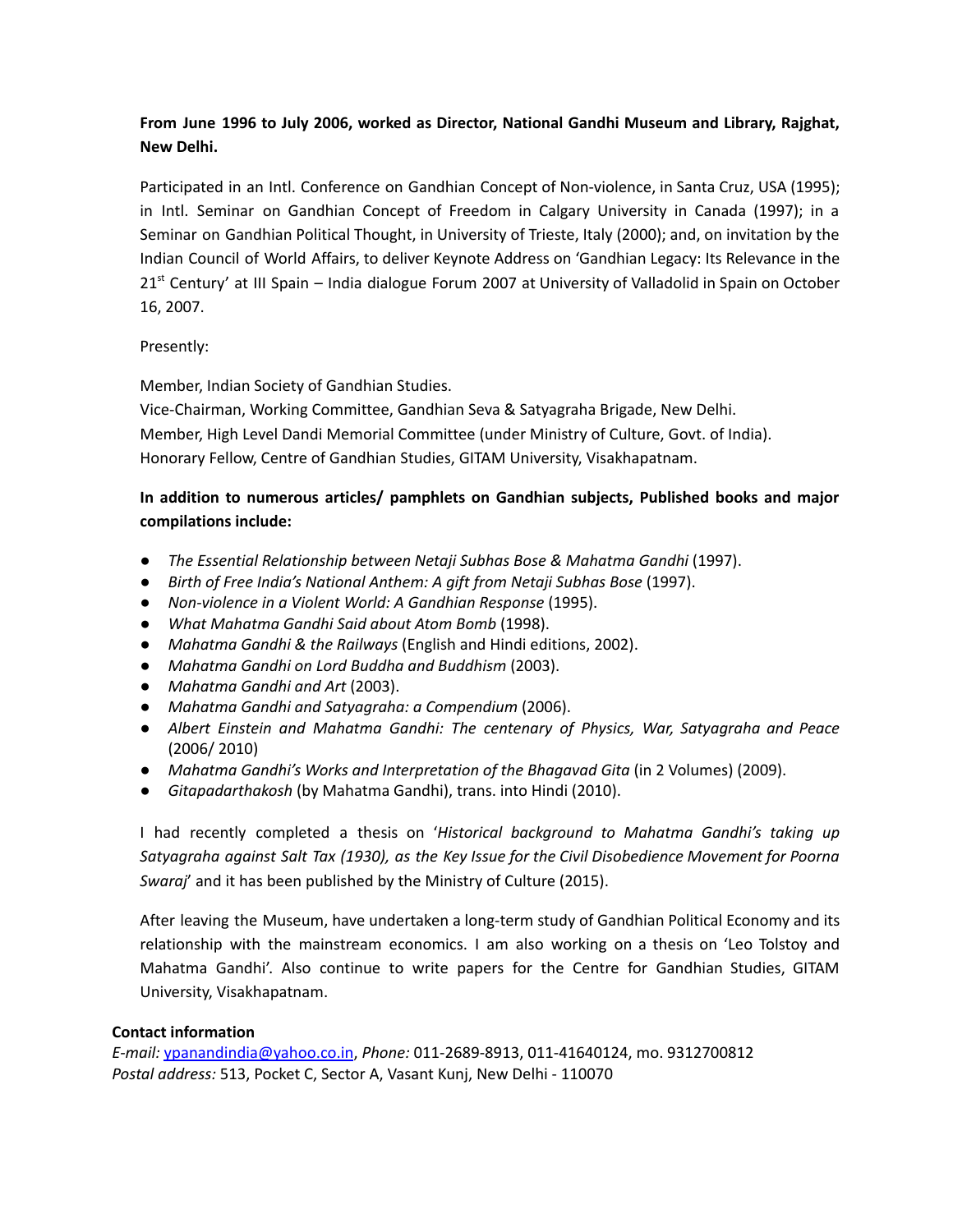**From June 1996 to July 2006, worked as Director, National Gandhi Museum and Library, Rajghat, New Delhi.**

Participated in an Intl. Conference on Gandhian Concept of Non-violence, in Santa Cruz, USA (1995); in Intl. Seminar on Gandhian Concept of Freedom in Calgary University in Canada (1997); in a Seminar on Gandhian Political Thought, in University of Trieste, Italy (2000); and, on invitation by the Indian Council of World Affairs, to deliver Keynote Address on 'Gandhian Legacy: Its Relevance in the 21st Century' at III Spain – India dialogue Forum 2007 at University of Valladolid in Spain on October 16, 2007.

Presently:

Member, Indian Society of Gandhian Studies.
Vice-Chairman, Working Committee, Gandhian Seva & Satyagraha Brigade, New Delhi.
Member, High Level Dandi Memorial Committee (under Ministry of Culture, Govt. of India).
Honorary Fellow, Centre of Gandhian Studies, GITAM University, Visakhapatnam.

**In addition to numerous articles/ pamphlets on Gandhian subjects, Published books and major compilations include:**

- *The Essential Relationship between Netaji Subhas Bose & Mahatma Gandhi* (1997).
- *Birth of Free India's National Anthem: A gift from Netaji Subhas Bose* (1997).
- *Non-violence in a Violent World: A Gandhian Response* (1995).
- *What Mahatma Gandhi Said about Atom Bomb* (1998).
- *Mahatma Gandhi & the Railways* (English and Hindi editions, 2002).
- *Mahatma Gandhi on Lord Buddha and Buddhism* (2003).
- *Mahatma Gandhi and Art* (2003).
- *Mahatma Gandhi and Satyagraha: a Compendium* (2006).
- *Albert Einstein and Mahatma Gandhi: The centenary of Physics, War, Satyagraha and Peace* (2006/ 2010)
- *Mahatma Gandhi's Works and Interpretation of the Bhagavad Gita* (in 2 Volumes) (2009).
- *Gitapadarthakosh* (by Mahatma Gandhi), trans. into Hindi (2010).

I had recently completed a thesis on '*Historical background to Mahatma Gandhi's taking up Satyagraha against Salt Tax (1930), as the Key Issue for the Civil Disobedience Movement for Poorna Swaraj*' and it has been published by the Ministry of Culture (2015).

After leaving the Museum, have undertaken a long-term study of Gandhian Political Economy and its relationship with the mainstream economics. I am also working on a thesis on 'Leo Tolstoy and Mahatma Gandhi'. Also continue to write papers for the Centre for Gandhian Studies, GITAM University, Visakhapatnam.

**Contact information**

*E-mail:* ypanandindia@yahoo.co.in, *Phone:* 011-2689-8913, 011-41640124, mo. 9312700812
*Postal address:* 513, Pocket C, Sector A, Vasant Kunj, New Delhi - 110070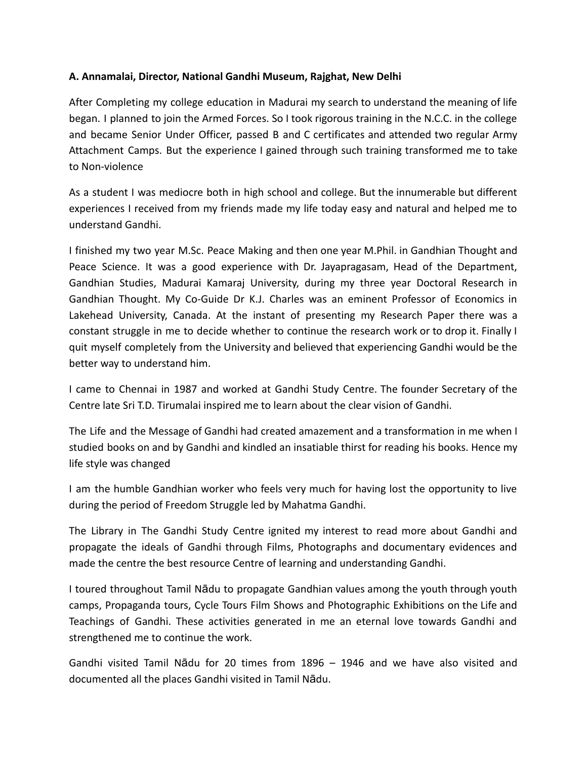**A. Annamalai, Director, National Gandhi Museum, Rajghat, New Delhi**

After Completing my college education in Madurai my search to understand the meaning of life began. I planned to join the Armed Forces. So I took rigorous training in the N.C.C. in the college and became Senior Under Officer, passed B and C certificates and attended two regular Army Attachment Camps. But the experience I gained through such training transformed me to take to Non-violence

As a student I was mediocre both in high school and college. But the innumerable but different experiences I received from my friends made my life today easy and natural and helped me to understand Gandhi.

I finished my two year M.Sc. Peace Making and then one year M.Phil. in Gandhian Thought and Peace Science. It was a good experience with Dr. Jayapragasam, Head of the Department, Gandhian Studies, Madurai Kamaraj University, during my three year Doctoral Research in Gandhian Thought. My Co-Guide Dr K.J. Charles was an eminent Professor of Economics in Lakehead University, Canada. At the instant of presenting my Research Paper there was a constant struggle in me to decide whether to continue the research work or to drop it. Finally I quit myself completely from the University and believed that experiencing Gandhi would be the better way to understand him.

I came to Chennai in 1987 and worked at Gandhi Study Centre. The founder Secretary of the Centre late Sri T.D. Tirumalai inspired me to learn about the clear vision of Gandhi.

The Life and the Message of Gandhi had created amazement and a transformation in me when I studied books on and by Gandhi and kindled an insatiable thirst for reading his books. Hence my life style was changed

I am the humble Gandhian worker who feels very much for having lost the opportunity to live during the period of Freedom Struggle led by Mahatma Gandhi.

The Library in The Gandhi Study Centre ignited my interest to read more about Gandhi and propagate the ideals of Gandhi through Films, Photographs and documentary evidences and made the centre the best resource Centre of learning and understanding Gandhi.

I toured throughout Tamil Nādu to propagate Gandhian values among the youth through youth camps, Propaganda tours, Cycle Tours Film Shows and Photographic Exhibitions on the Life and Teachings of Gandhi. These activities generated in me an eternal love towards Gandhi and strengthened me to continue the work.

Gandhi visited Tamil Nādu for 20 times from 1896 – 1946 and we have also visited and documented all the places Gandhi visited in Tamil Nādu.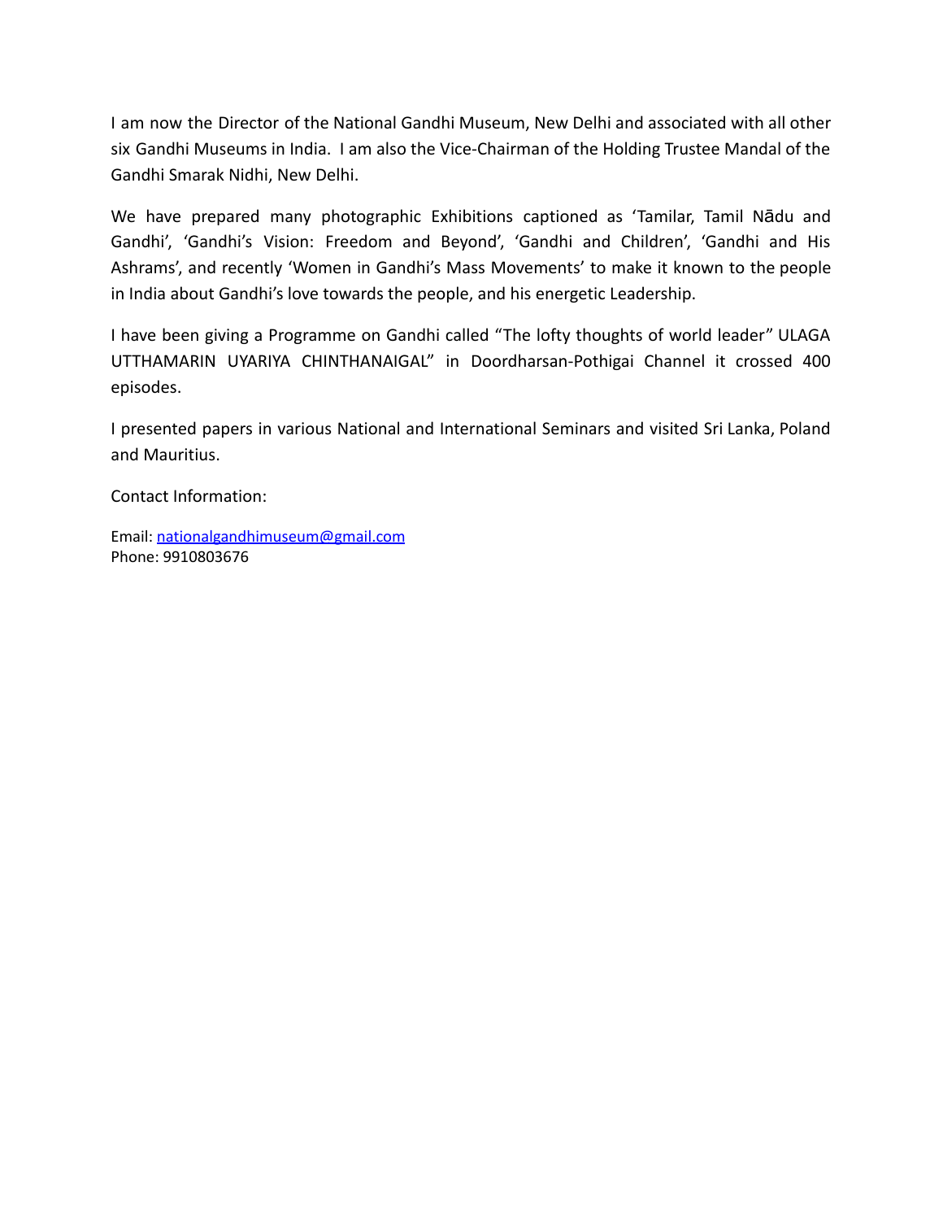I am now the Director of the National Gandhi Museum, New Delhi and associated with all other six Gandhi Museums in India. I am also the Vice-Chairman of the Holding Trustee Mandal of the Gandhi Smarak Nidhi, New Delhi.

We have prepared many photographic Exhibitions captioned as 'Tamilar, Tamil Nādu and Gandhi', 'Gandhi's Vision: Freedom and Beyond', 'Gandhi and Children', 'Gandhi and His Ashrams', and recently 'Women in Gandhi's Mass Movements' to make it known to the people in India about Gandhi's love towards the people, and his energetic Leadership.

I have been giving a Programme on Gandhi called "The lofty thoughts of world leader" ULAGA UTTHAMARIN UYARIYA CHINTHANAIGAL" in Doordharsan-Pothigai Channel it crossed 400 episodes.

I presented papers in various National and International Seminars and visited Sri Lanka, Poland and Mauritius.

Contact Information:

Email: nationalgandhimuseum@gmail.com
Phone: 9910803676